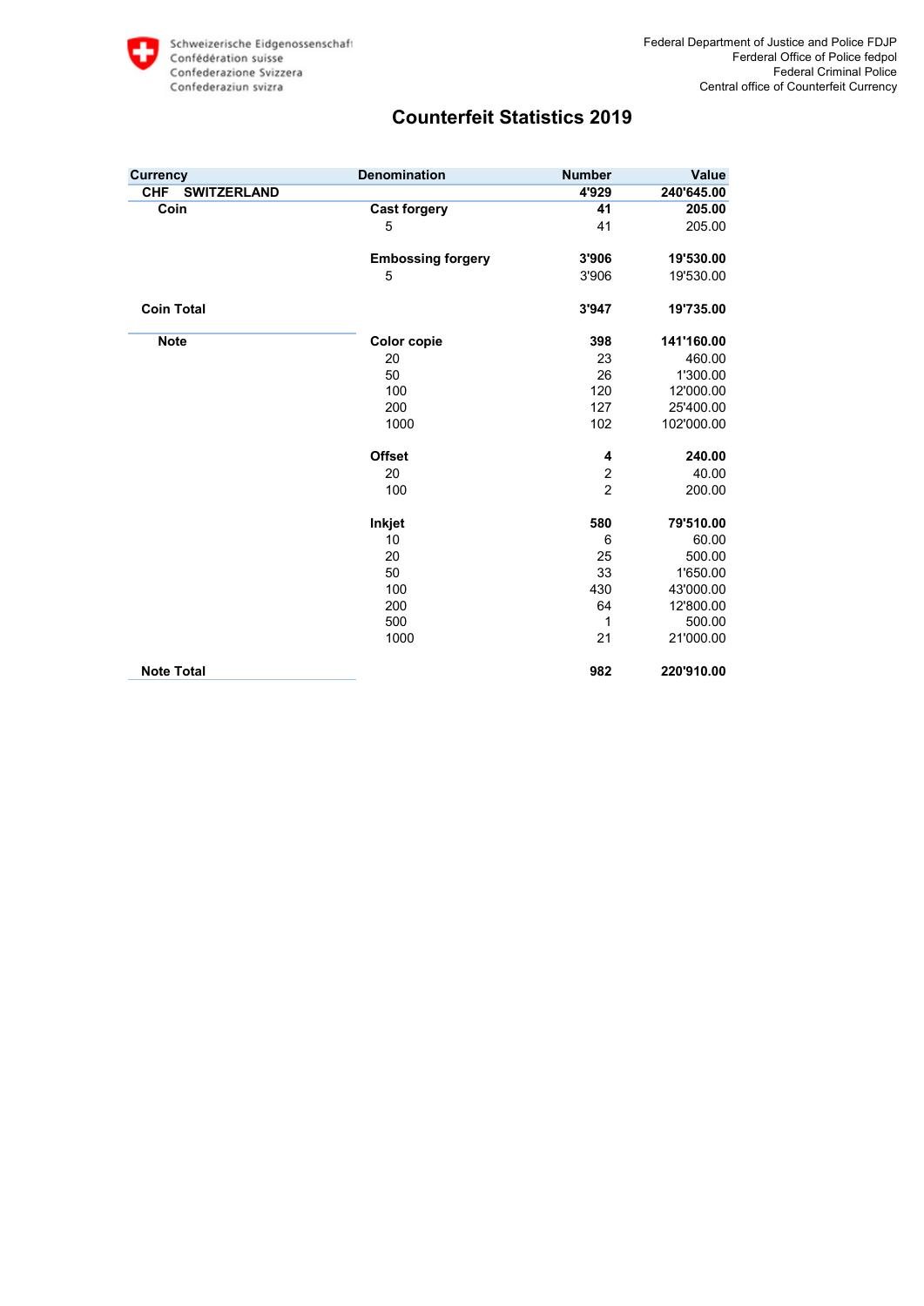Schweizerische Eidgenossenschaft
Confédération suisse
Confederazione Svizzera
Confederaziun svizra

Federal Department of Justice and Police FDJP
Ferderal Office of Police fedpol
Federal Criminal Police
Central office of Counterfeit Currency

# Counterfeit Statistics 2019

| Currency | Denomination | Number | Value |
|---|---|---|---|
| **CHF SWITZERLAND** | | **4'929** | **240'645.00** |
| **Coin** | **Cast forgery** | **41** | **205.00** |
| | 5 | 41 | 205.00 |
| | **Embossing forgery** | **3'906** | **19'530.00** |
| | 5 | 3'906 | 19'530.00 |
| **Coin Total** | | **3'947** | **19'735.00** |
| **Note** | **Color copie** | **398** | **141'160.00** |
| | 20 | 23 | 460.00 |
| | 50 | 26 | 1'300.00 |
| | 100 | 120 | 12'000.00 |
| | 200 | 127 | 25'400.00 |
| | 1000 | 102 | 102'000.00 |
| | **Offset** | **4** | **240.00** |
| | 20 | 2 | 40.00 |
| | 100 | 2 | 200.00 |
| | **Inkjet** | **580** | **79'510.00** |
| | 10 | 6 | 60.00 |
| | 20 | 25 | 500.00 |
| | 50 | 33 | 1'650.00 |
| | 100 | 430 | 43'000.00 |
| | 200 | 64 | 12'800.00 |
| | 500 | 1 | 500.00 |
| | 1000 | 21 | 21'000.00 |
| **Note Total** | | **982** | **220'910.00** |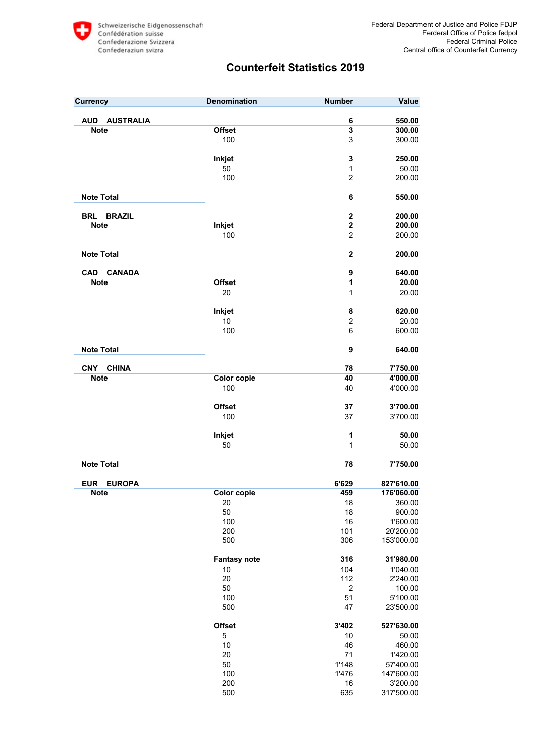Schweizerische Eidgenossenschaft
Confédération suisse
Confederazione Svizzera
Confederaziun svizra

Federal Department of Justice and Police FDJP
Ferderal Office of Police fedpol
Federal Criminal Police
Central office of Counterfeit Currency

# Counterfeit Statistics 2019

| Currency | | Denomination | Number | Value |
|---|---|---|---|---|
| **AUD AUSTRALIA** | | | **6** | **550.00** |
| | **Note** | **Offset** | **3** | **300.00** |
| | | 100 | 3 | 300.00 |
| | | **Inkjet** | **3** | **250.00** |
| | | 50 | 1 | 50.00 |
| | | 100 | 2 | 200.00 |
| **Note Total** | | | **6** | **550.00** |
| **BRL BRAZIL** | | | **2** | **200.00** |
| | **Note** | **Inkjet** | **2** | **200.00** |
| | | 100 | 2 | 200.00 |
| **Note Total** | | | **2** | **200.00** |
| **CAD CANADA** | | | **9** | **640.00** |
| | **Note** | **Offset** | **1** | **20.00** |
| | | 20 | 1 | 20.00 |
| | | **Inkjet** | **8** | **620.00** |
| | | 10 | 2 | 20.00 |
| | | 100 | 6 | 600.00 |
| **Note Total** | | | **9** | **640.00** |
| **CNY CHINA** | | | **78** | **7'750.00** |
| | **Note** | **Color copie** | **40** | **4'000.00** |
| | | 100 | 40 | 4'000.00 |
| | | **Offset** | **37** | **3'700.00** |
| | | 100 | 37 | 3'700.00 |
| | | **Inkjet** | **1** | **50.00** |
| | | 50 | 1 | 50.00 |
| **Note Total** | | | **78** | **7'750.00** |
| **EUR EUROPA** | | | **6'629** | **827'610.00** |
| | **Note** | **Color copie** | **459** | **176'060.00** |
| | | 20 | 18 | 360.00 |
| | | 50 | 18 | 900.00 |
| | | 100 | 16 | 1'600.00 |
| | | 200 | 101 | 20'200.00 |
| | | 500 | 306 | 153'000.00 |
| | | **Fantasy note** | **316** | **31'980.00** |
| | | 10 | 104 | 1'040.00 |
| | | 20 | 112 | 2'240.00 |
| | | 50 | 2 | 100.00 |
| | | 100 | 51 | 5'100.00 |
| | | 500 | 47 | 23'500.00 |
| | | **Offset** | **3'402** | **527'630.00** |
| | | 5 | 10 | 50.00 |
| | | 10 | 46 | 460.00 |
| | | 20 | 71 | 1'420.00 |
| | | 50 | 1'148 | 57'400.00 |
| | | 100 | 1'476 | 147'600.00 |
| | | 200 | 16 | 3'200.00 |
| | | 500 | 635 | 317'500.00 |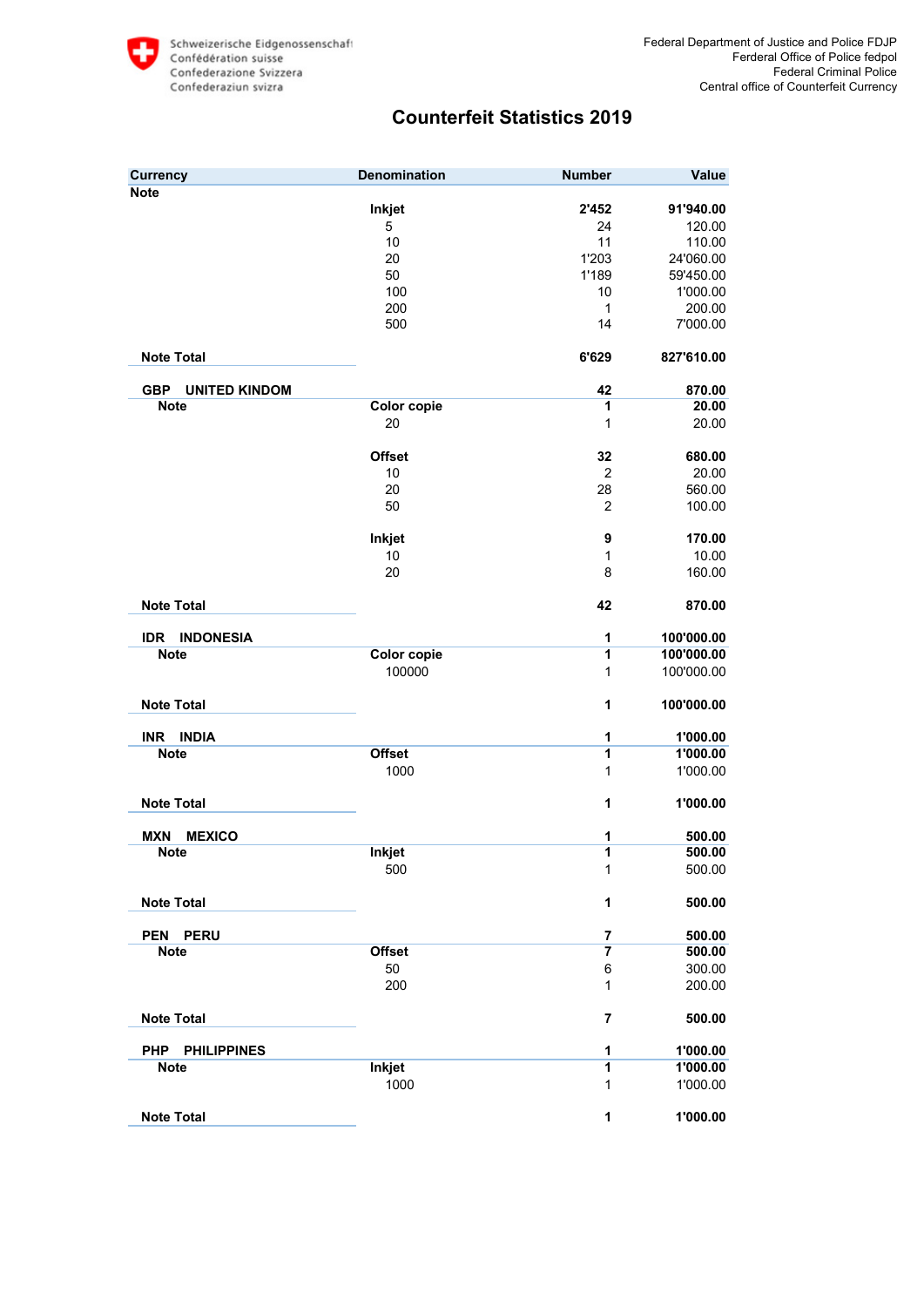# Counterfeit Statistics 2019

| Currency | Denomination | Number | Value |
|---|---|---|---|
| **Note** | | | |
| | **Inkjet** | **2'452** | **91'940.00** |
| | 5 | 24 | 120.00 |
| | 10 | 11 | 110.00 |
| | 20 | 1'203 | 24'060.00 |
| | 50 | 1'189 | 59'450.00 |
| | 100 | 10 | 1'000.00 |
| | 200 | 1 | 200.00 |
| | 500 | 14 | 7'000.00 |
| **Note Total** | | **6'629** | **827'610.00** |
| **GBP UNITED KINDOM** | | **42** | **870.00** |
| **Note** | **Color copie** | **1** | **20.00** |
| | 20 | 1 | 20.00 |
| | **Offset** | **32** | **680.00** |
| | 10 | 2 | 20.00 |
| | 20 | 28 | 560.00 |
| | 50 | 2 | 100.00 |
| | **Inkjet** | **9** | **170.00** |
| | 10 | 1 | 10.00 |
| | 20 | 8 | 160.00 |
| **Note Total** | | **42** | **870.00** |
| **IDR INDONESIA** | | **1** | **100'000.00** |
| **Note** | **Color copie** | **1** | **100'000.00** |
| | 100000 | 1 | 100'000.00 |
| **Note Total** | | **1** | **100'000.00** |
| **INR INDIA** | | **1** | **1'000.00** |
| **Note** | **Offset** | **1** | **1'000.00** |
| | 1000 | 1 | 1'000.00 |
| **Note Total** | | **1** | **1'000.00** |
| **MXN MEXICO** | | **1** | **500.00** |
| **Note** | **Inkjet** | **1** | **500.00** |
| | 500 | 1 | 500.00 |
| **Note Total** | | **1** | **500.00** |
| **PEN PERU** | | **7** | **500.00** |
| **Note** | **Offset** | **7** | **500.00** |
| | 50 | 6 | 300.00 |
| | 200 | 1 | 200.00 |
| **Note Total** | | **7** | **500.00** |
| **PHP PHILIPPINES** | | **1** | **1'000.00** |
| **Note** | **Inkjet** | **1** | **1'000.00** |
| | 1000 | 1 | 1'000.00 |
| **Note Total** | | **1** | **1'000.00** |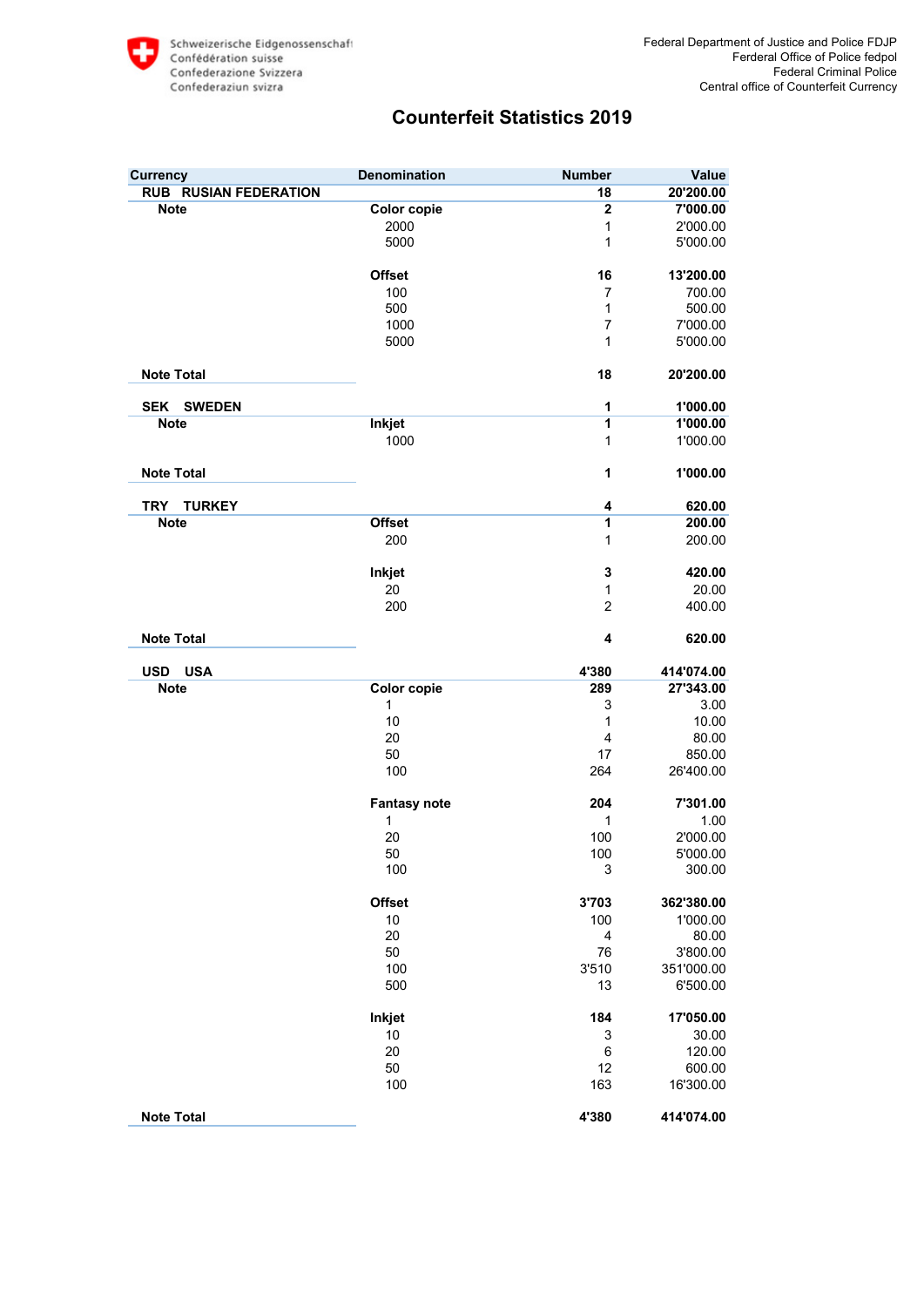Schweizerische Eidgenossenschaft
Confédération suisse
Confederazione Svizzera
Confederaziun svizra

Federal Department of Justice and Police FDJP
Ferderal Office of Police fedpol
Federal Criminal Police
Central office of Counterfeit Currency

# Counterfeit Statistics 2019

| Currency | Denomination | Number | Value |
|---|---|---|---|
| **RUB RUSIAN FEDERATION** | | **18** | **20'200.00** |
| **Note** | **Color copie** | **2** | **7'000.00** |
| | 2000 | 1 | 2'000.00 |
| | 5000 | 1 | 5'000.00 |
| | **Offset** | **16** | **13'200.00** |
| | 100 | 7 | 700.00 |
| | 500 | 1 | 500.00 |
| | 1000 | 7 | 7'000.00 |
| | 5000 | 1 | 5'000.00 |
| **Note Total** | | **18** | **20'200.00** |
| **SEK SWEDEN** | | **1** | **1'000.00** |
| **Note** | **Inkjet** | **1** | **1'000.00** |
| | 1000 | 1 | 1'000.00 |
| **Note Total** | | **1** | **1'000.00** |
| **TRY TURKEY** | | **4** | **620.00** |
| **Note** | **Offset** | **1** | **200.00** |
| | 200 | 1 | 200.00 |
| | **Inkjet** | **3** | **420.00** |
| | 20 | 1 | 20.00 |
| | 200 | 2 | 400.00 |
| **Note Total** | | **4** | **620.00** |
| **USD USA** | | **4'380** | **414'074.00** |
| **Note** | **Color copie** | **289** | **27'343.00** |
| | 1 | 3 | 3.00 |
| | 10 | 1 | 10.00 |
| | 20 | 4 | 80.00 |
| | 50 | 17 | 850.00 |
| | 100 | 264 | 26'400.00 |
| | **Fantasy note** | **204** | **7'301.00** |
| | 1 | 1 | 1.00 |
| | 20 | 100 | 2'000.00 |
| | 50 | 100 | 5'000.00 |
| | 100 | 3 | 300.00 |
| | **Offset** | **3'703** | **362'380.00** |
| | 10 | 100 | 1'000.00 |
| | 20 | 4 | 80.00 |
| | 50 | 76 | 3'800.00 |
| | 100 | 3'510 | 351'000.00 |
| | 500 | 13 | 6'500.00 |
| | **Inkjet** | **184** | **17'050.00** |
| | 10 | 3 | 30.00 |
| | 20 | 6 | 120.00 |
| | 50 | 12 | 600.00 |
| | 100 | 163 | 16'300.00 |
| **Note Total** | | **4'380** | **414'074.00** |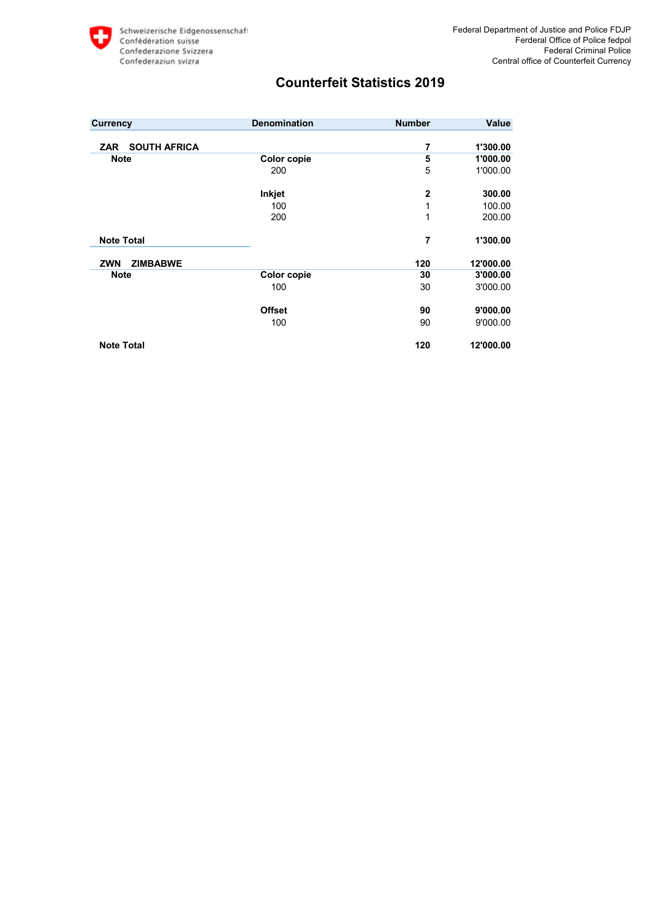# Counterfeit Statistics 2019

| Currency | Denomination | Number | Value |
|---|---|---|---|
| **ZAR SOUTH AFRICA** | | **7** | **1'300.00** |
| **Note** | **Color copie** | **5** | **1'000.00** |
| | 200 | 5 | 1'000.00 |
| | **Inkjet** | **2** | **300.00** |
| | 100 | 1 | 100.00 |
| | 200 | 1 | 200.00 |
| **Note Total** | | **7** | **1'300.00** |
| **ZWN ZIMBABWE** | | **120** | **12'000.00** |
| **Note** | **Color copie** | **30** | **3'000.00** |
| | 100 | 30 | 3'000.00 |
| | **Offset** | **90** | **9'000.00** |
| | 100 | 90 | 9'000.00 |
| **Note Total** | | **120** | **12'000.00** |